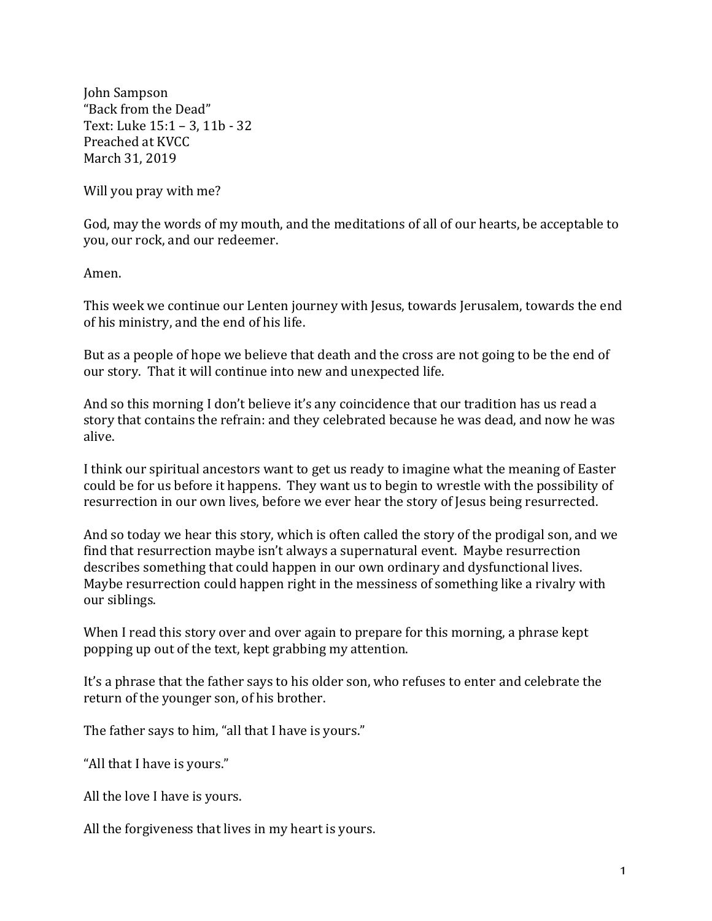John Sampson
"Back from the Dead"
Text: Luke 15:1 – 3, 11b - 32
Preached at KVCC
March 31, 2019

Will you pray with me?

God, may the words of my mouth, and the meditations of all of our hearts, be acceptable to you, our rock, and our redeemer.

Amen.

This week we continue our Lenten journey with Jesus, towards Jerusalem, towards the end of his ministry, and the end of his life.

But as a people of hope we believe that death and the cross are not going to be the end of our story. That it will continue into new and unexpected life.

And so this morning I don't believe it's any coincidence that our tradition has us read a story that contains the refrain: and they celebrated because he was dead, and now he was alive.

I think our spiritual ancestors want to get us ready to imagine what the meaning of Easter could be for us before it happens. They want us to begin to wrestle with the possibility of resurrection in our own lives, before we ever hear the story of Jesus being resurrected.

And so today we hear this story, which is often called the story of the prodigal son, and we find that resurrection maybe isn't always a supernatural event. Maybe resurrection describes something that could happen in our own ordinary and dysfunctional lives. Maybe resurrection could happen right in the messiness of something like a rivalry with our siblings.

When I read this story over and over again to prepare for this morning, a phrase kept popping up out of the text, kept grabbing my attention.

It's a phrase that the father says to his older son, who refuses to enter and celebrate the return of the younger son, of his brother.

The father says to him, "all that I have is yours."

"All that I have is yours."

All the love I have is yours.

All the forgiveness that lives in my heart is yours.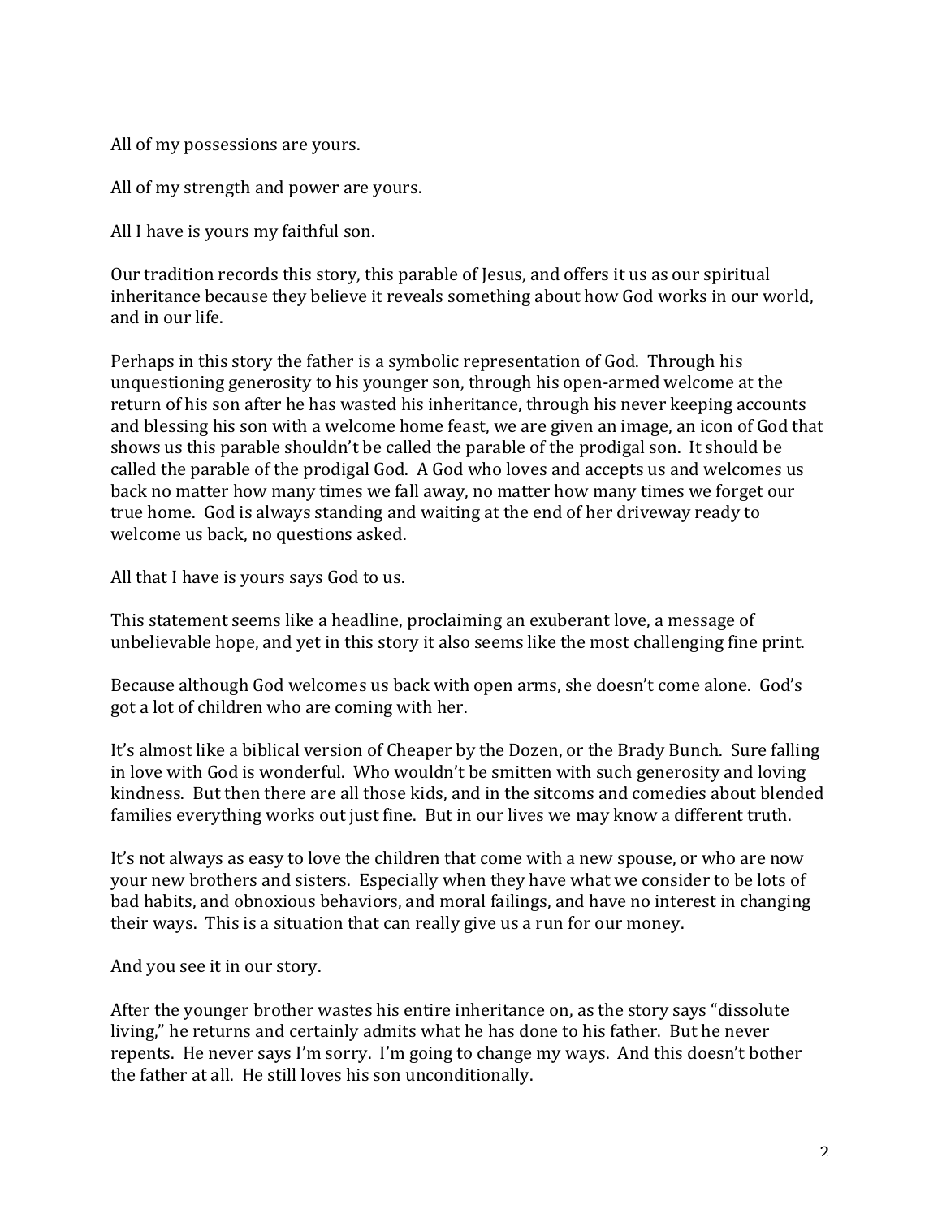All of my possessions are yours.

All of my strength and power are yours.

All I have is yours my faithful son.

Our tradition records this story, this parable of Jesus, and offers it us as our spiritual inheritance because they believe it reveals something about how God works in our world, and in our life.

Perhaps in this story the father is a symbolic representation of God. Through his unquestioning generosity to his younger son, through his open-armed welcome at the return of his son after he has wasted his inheritance, through his never keeping accounts and blessing his son with a welcome home feast, we are given an image, an icon of God that shows us this parable shouldn't be called the parable of the prodigal son. It should be called the parable of the prodigal God. A God who loves and accepts us and welcomes us back no matter how many times we fall away, no matter how many times we forget our true home. God is always standing and waiting at the end of her driveway ready to welcome us back, no questions asked.

All that I have is yours says God to us.

This statement seems like a headline, proclaiming an exuberant love, a message of unbelievable hope, and yet in this story it also seems like the most challenging fine print.

Because although God welcomes us back with open arms, she doesn't come alone. God's got a lot of children who are coming with her.

It's almost like a biblical version of Cheaper by the Dozen, or the Brady Bunch. Sure falling in love with God is wonderful. Who wouldn't be smitten with such generosity and loving kindness. But then there are all those kids, and in the sitcoms and comedies about blended families everything works out just fine. But in our lives we may know a different truth.

It's not always as easy to love the children that come with a new spouse, or who are now your new brothers and sisters. Especially when they have what we consider to be lots of bad habits, and obnoxious behaviors, and moral failings, and have no interest in changing their ways. This is a situation that can really give us a run for our money.

And you see it in our story.

After the younger brother wastes his entire inheritance on, as the story says "dissolute living," he returns and certainly admits what he has done to his father. But he never repents. He never says I'm sorry. I'm going to change my ways. And this doesn't bother the father at all. He still loves his son unconditionally.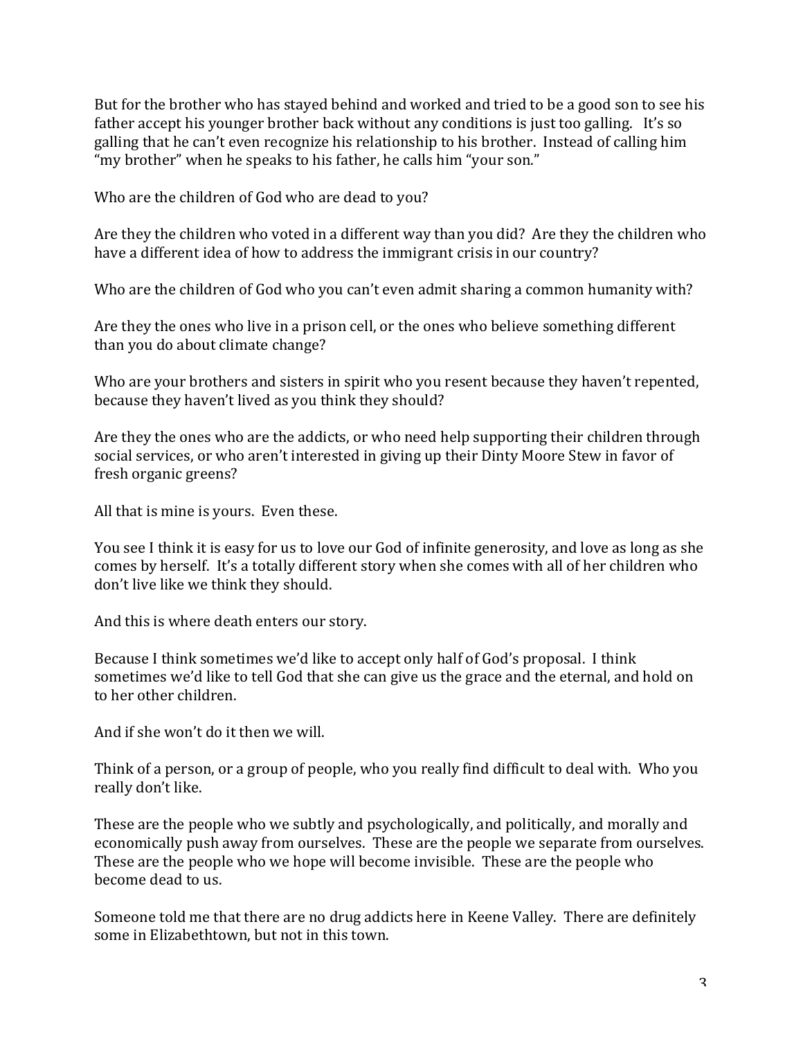But for the brother who has stayed behind and worked and tried to be a good son to see his father accept his younger brother back without any conditions is just too galling. It's so galling that he can't even recognize his relationship to his brother. Instead of calling him "my brother" when he speaks to his father, he calls him "your son."

Who are the children of God who are dead to you?

Are they the children who voted in a different way than you did? Are they the children who have a different idea of how to address the immigrant crisis in our country?

Who are the children of God who you can't even admit sharing a common humanity with?

Are they the ones who live in a prison cell, or the ones who believe something different than you do about climate change?

Who are your brothers and sisters in spirit who you resent because they haven't repented, because they haven't lived as you think they should?

Are they the ones who are the addicts, or who need help supporting their children through social services, or who aren't interested in giving up their Dinty Moore Stew in favor of fresh organic greens?

All that is mine is yours. Even these.

You see I think it is easy for us to love our God of infinite generosity, and love as long as she comes by herself. It's a totally different story when she comes with all of her children who don't live like we think they should.

And this is where death enters our story.

Because I think sometimes we'd like to accept only half of God's proposal. I think sometimes we'd like to tell God that she can give us the grace and the eternal, and hold on to her other children.

And if she won't do it then we will.

Think of a person, or a group of people, who you really find difficult to deal with. Who you really don't like.

These are the people who we subtly and psychologically, and politically, and morally and economically push away from ourselves. These are the people we separate from ourselves. These are the people who we hope will become invisible. These are the people who become dead to us.

Someone told me that there are no drug addicts here in Keene Valley. There are definitely some in Elizabethtown, but not in this town.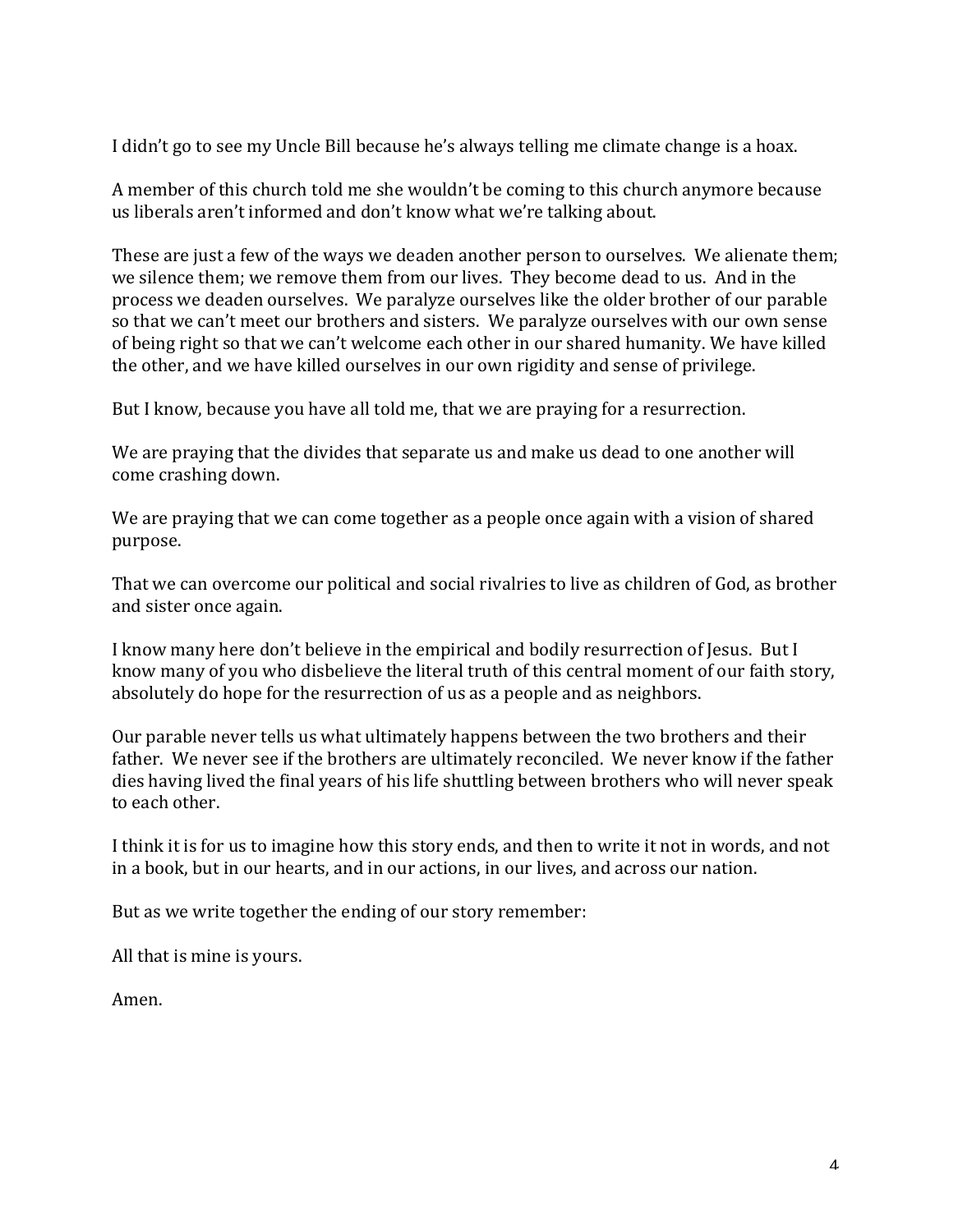I didn't go to see my Uncle Bill because he's always telling me climate change is a hoax.

A member of this church told me she wouldn't be coming to this church anymore because us liberals aren't informed and don't know what we're talking about.

These are just a few of the ways we deaden another person to ourselves. We alienate them; we silence them; we remove them from our lives. They become dead to us. And in the process we deaden ourselves. We paralyze ourselves like the older brother of our parable so that we can't meet our brothers and sisters. We paralyze ourselves with our own sense of being right so that we can't welcome each other in our shared humanity. We have killed the other, and we have killed ourselves in our own rigidity and sense of privilege.

But I know, because you have all told me, that we are praying for a resurrection.

We are praying that the divides that separate us and make us dead to one another will come crashing down.

We are praying that we can come together as a people once again with a vision of shared purpose.

That we can overcome our political and social rivalries to live as children of God, as brother and sister once again.

I know many here don't believe in the empirical and bodily resurrection of Jesus. But I know many of you who disbelieve the literal truth of this central moment of our faith story, absolutely do hope for the resurrection of us as a people and as neighbors.

Our parable never tells us what ultimately happens between the two brothers and their father. We never see if the brothers are ultimately reconciled. We never know if the father dies having lived the final years of his life shuttling between brothers who will never speak to each other.

I think it is for us to imagine how this story ends, and then to write it not in words, and not in a book, but in our hearts, and in our actions, in our lives, and across our nation.

But as we write together the ending of our story remember:

All that is mine is yours.

Amen.